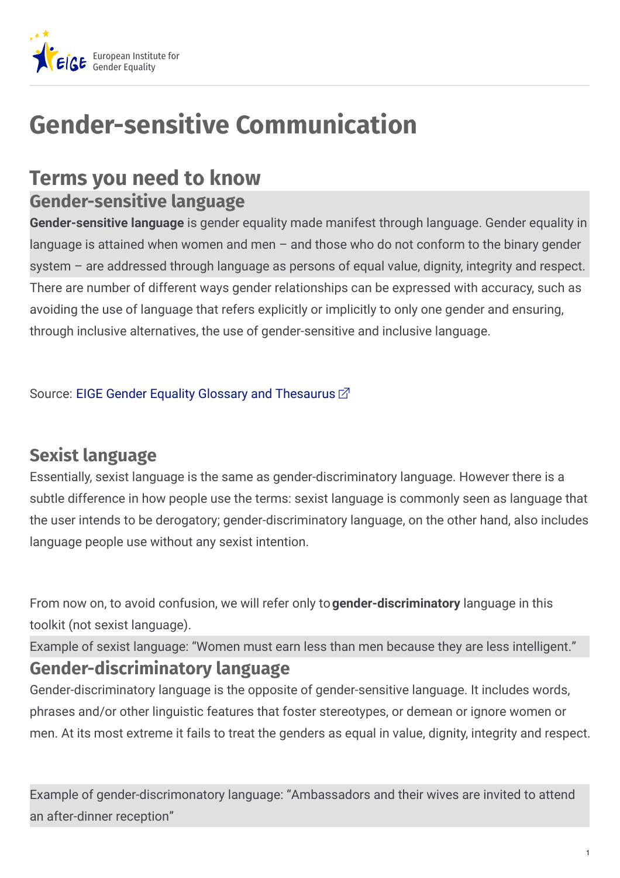# Gender-sensitive Communication

## Terms you need to know

### Gender-sensitive language

**Gender-sensitive language** is gender equality made manifest through language. Gender equality in language is attained when women and men – and those who do not conform to the binary gender system – are addressed through language as persons of equal value, dignity, integrity and respect. There are number of different ways gender relationships can be expressed with accuracy, such as avoiding the use of language that refers explicitly or implicitly to only one gender and ensuring, through inclusive alternatives, the use of gender-sensitive and inclusive language.

Source: EIGE Gender Equality Glossary and Thesaurus

### Sexist language

Essentially, sexist language is the same as gender-discriminatory language. However there is a subtle difference in how people use the terms: sexist language is commonly seen as language that the user intends to be derogatory; gender-discriminatory language, on the other hand, also includes language people use without any sexist intention.

From now on, to avoid confusion, we will refer only to **gender-discriminatory** language in this toolkit (not sexist language).

Example of sexist language: “Women must earn less than men because they are less intelligent.”

### Gender-discriminatory language

Gender-discriminatory language is the opposite of gender-sensitive language. It includes words, phrases and/or other linguistic features that foster stereotypes, or demean or ignore women or men. At its most extreme it fails to treat the genders as equal in value, dignity, integrity and respect.

Example of gender-discrimonatory language: “Ambassadors and their wives are invited to attend an after-dinner reception”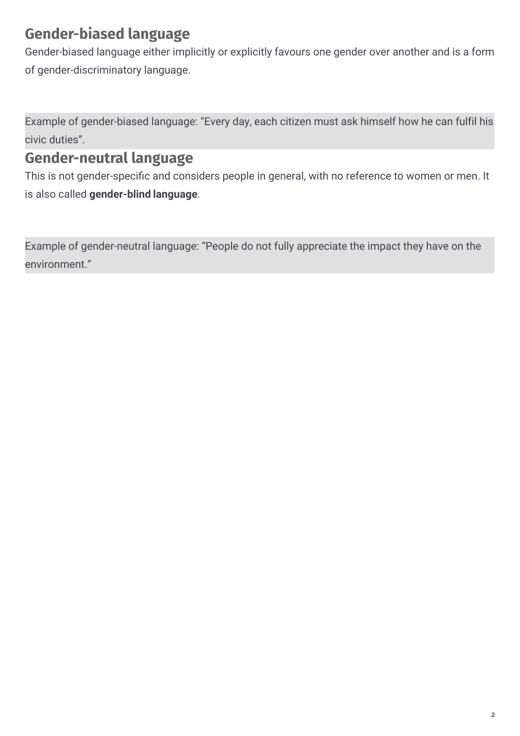## Gender-biased language

Gender-biased language either implicitly or explicitly favours one gender over another and is a form of gender-discriminatory language.

Example of gender-biased language: “Every day, each citizen must ask himself how he can fulfil his civic duties”.

## Gender-neutral language

This is not gender-specific and considers people in general, with no reference to women or men. It is also called **gender-blind language**.

Example of gender-neutral language: “People do not fully appreciate the impact they have on the environment.”